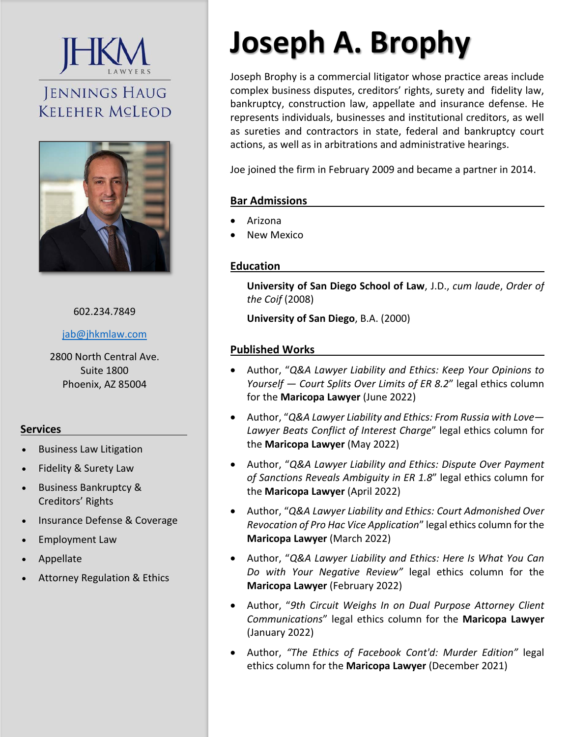JHKM LAWYERS

JENNINGS HAUG KELEHER MCLEOD

602.234.7849

jab@jhkmlaw.com

2800 North Central Ave.
Suite 1800
Phoenix, AZ 85004

## Services

- Business Law Litigation
- Fidelity & Surety Law
- Business Bankruptcy & Creditors' Rights
- Insurance Defense & Coverage
- Employment Law
- Appellate
- Attorney Regulation & Ethics

# Joseph A. Brophy

Joseph Brophy is a commercial litigator whose practice areas include complex business disputes, creditors' rights, surety and fidelity law, bankruptcy, construction law, appellate and insurance defense. He represents individuals, businesses and institutional creditors, as well as sureties and contractors in state, federal and bankruptcy court actions, as well as in arbitrations and administrative hearings.

Joe joined the firm in February 2009 and became a partner in 2014.

## Bar Admissions

- Arizona
- New Mexico

## Education

**University of San Diego School of Law**, J.D., *cum laude*, *Order of the Coif* (2008)

**University of San Diego**, B.A. (2000)

## Published Works

- Author, "*Q&A Lawyer Liability and Ethics: Keep Your Opinions to Yourself — Court Splits Over Limits of ER 8.2*" legal ethics column for the **Maricopa Lawyer** (June 2022)
- Author, "*Q&A Lawyer Liability and Ethics: From Russia with Love—Lawyer Beats Conflict of Interest Charge*" legal ethics column for the **Maricopa Lawyer** (May 2022)
- Author, "*Q&A Lawyer Liability and Ethics: Dispute Over Payment of Sanctions Reveals Ambiguity in ER 1.8*" legal ethics column for the **Maricopa Lawyer** (April 2022)
- Author, "*Q&A Lawyer Liability and Ethics: Court Admonished Over Revocation of Pro Hac Vice Application*" legal ethics column for the **Maricopa Lawyer** (March 2022)
- Author, "*Q&A Lawyer Liability and Ethics: Here Is What You Can Do with Your Negative Review*" legal ethics column for the **Maricopa Lawyer** (February 2022)
- Author, "*9th Circuit Weighs In on Dual Purpose Attorney Client Communications*" legal ethics column for the **Maricopa Lawyer** (January 2022)
- Author, *"The Ethics of Facebook Cont'd: Murder Edition"* legal ethics column for the **Maricopa Lawyer** (December 2021)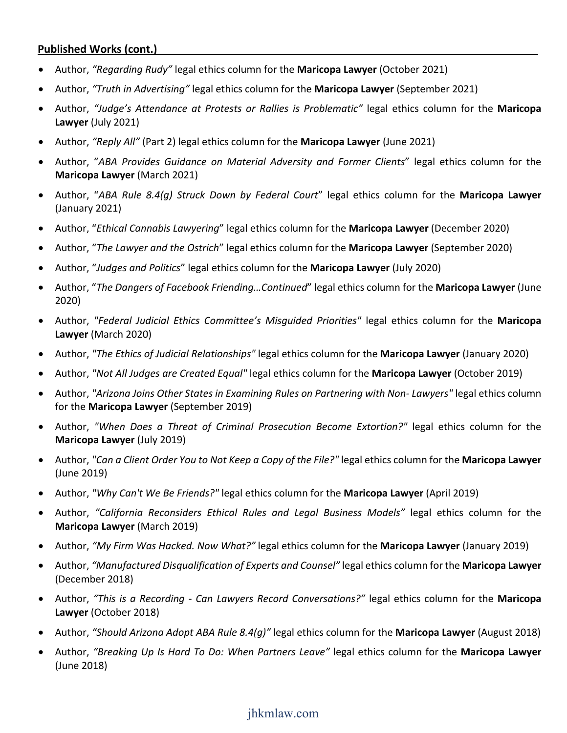**Published Works (cont.)**

- Author, *"Regarding Rudy"* legal ethics column for the **Maricopa Lawyer** (October 2021)
- Author, *"Truth in Advertising"* legal ethics column for the **Maricopa Lawyer** (September 2021)
- Author, *"Judge's Attendance at Protests or Rallies is Problematic"* legal ethics column for the **Maricopa Lawyer** (July 2021)
- Author, *"Reply All"* (Part 2) legal ethics column for the **Maricopa Lawyer** (June 2021)
- Author, "*ABA Provides Guidance on Material Adversity and Former Clients*" legal ethics column for the **Maricopa Lawyer** (March 2021)
- Author, "*ABA Rule 8.4(g) Struck Down by Federal Court*" legal ethics column for the **Maricopa Lawyer** (January 2021)
- Author, "*Ethical Cannabis Lawyering*" legal ethics column for the **Maricopa Lawyer** (December 2020)
- Author, "*The Lawyer and the Ostrich*" legal ethics column for the **Maricopa Lawyer** (September 2020)
- Author, "*Judges and Politics*" legal ethics column for the **Maricopa Lawyer** (July 2020)
- Author, "*The Dangers of Facebook Friending…Continued*" legal ethics column for the **Maricopa Lawyer** (June 2020)
- Author, *"Federal Judicial Ethics Committee's Misguided Priorities"* legal ethics column for the **Maricopa Lawyer** (March 2020)
- Author, *"The Ethics of Judicial Relationships"* legal ethics column for the **Maricopa Lawyer** (January 2020)
- Author, *"Not All Judges are Created Equal"* legal ethics column for the **Maricopa Lawyer** (October 2019)
- Author, *"Arizona Joins Other States in Examining Rules on Partnering with Non- Lawyers"* legal ethics column for the **Maricopa Lawyer** (September 2019)
- Author, *"When Does a Threat of Criminal Prosecution Become Extortion?"* legal ethics column for the **Maricopa Lawyer** (July 2019)
- Author, *"Can a Client Order You to Not Keep a Copy of the File?"* legal ethics column for the **Maricopa Lawyer** (June 2019)
- Author, *"Why Can't We Be Friends?"* legal ethics column for the **Maricopa Lawyer** (April 2019)
- Author, *"California Reconsiders Ethical Rules and Legal Business Models"* legal ethics column for the **Maricopa Lawyer** (March 2019)
- Author, *"My Firm Was Hacked. Now What?"* legal ethics column for the **Maricopa Lawyer** (January 2019)
- Author, *"Manufactured Disqualification of Experts and Counsel"* legal ethics column for the **Maricopa Lawyer** (December 2018)
- Author, *"This is a Recording - Can Lawyers Record Conversations?"* legal ethics column for the **Maricopa Lawyer** (October 2018)
- Author, *"Should Arizona Adopt ABA Rule 8.4(g)"* legal ethics column for the **Maricopa Lawyer** (August 2018)
- Author, *"Breaking Up Is Hard To Do: When Partners Leave"* legal ethics column for the **Maricopa Lawyer** (June 2018)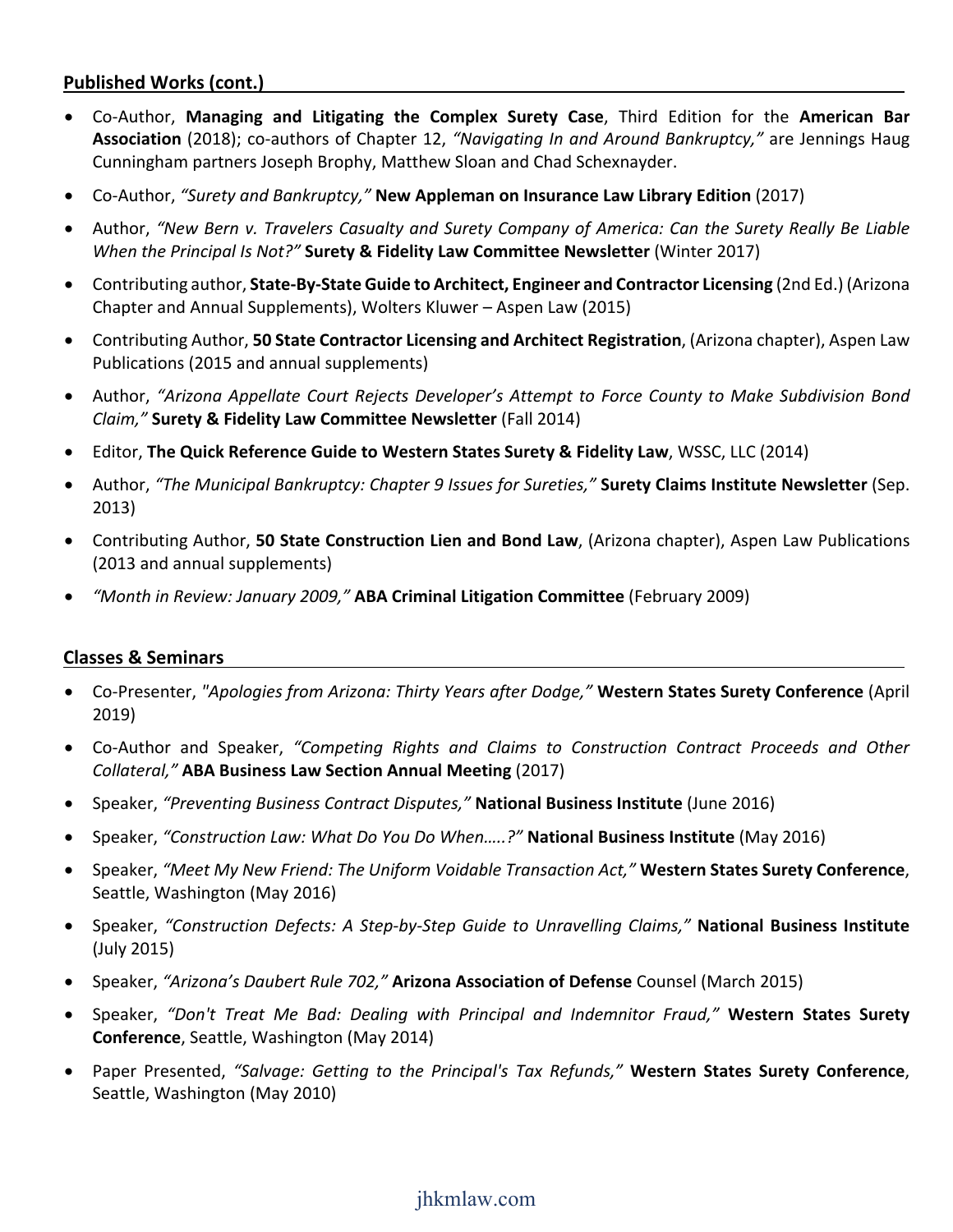## Published Works (cont.)

- Co-Author, **Managing and Litigating the Complex Surety Case**, Third Edition for the **American Bar Association** (2018); co-authors of Chapter 12, *"Navigating In and Around Bankruptcy,"* are Jennings Haug Cunningham partners Joseph Brophy, Matthew Sloan and Chad Schexnayder.
- Co-Author, *"Surety and Bankruptcy,"* **New Appleman on Insurance Law Library Edition** (2017)
- Author, *"New Bern v. Travelers Casualty and Surety Company of America: Can the Surety Really Be Liable When the Principal Is Not?"* **Surety & Fidelity Law Committee Newsletter** (Winter 2017)
- Contributing author, **State-By-State Guide to Architect, Engineer and Contractor Licensing** (2nd Ed.) (Arizona Chapter and Annual Supplements), Wolters Kluwer – Aspen Law (2015)
- Contributing Author, **50 State Contractor Licensing and Architect Registration**, (Arizona chapter), Aspen Law Publications (2015 and annual supplements)
- Author, *"Arizona Appellate Court Rejects Developer's Attempt to Force County to Make Subdivision Bond Claim,"* **Surety & Fidelity Law Committee Newsletter** (Fall 2014)
- Editor, **The Quick Reference Guide to Western States Surety & Fidelity Law**, WSSC, LLC (2014)
- Author, *"The Municipal Bankruptcy: Chapter 9 Issues for Sureties,"* **Surety Claims Institute Newsletter** (Sep. 2013)
- Contributing Author, **50 State Construction Lien and Bond Law**, (Arizona chapter), Aspen Law Publications (2013 and annual supplements)
- *"Month in Review: January 2009,"* **ABA Criminal Litigation Committee** (February 2009)

## Classes & Seminars

- Co-Presenter, *"Apologies from Arizona: Thirty Years after Dodge,"* **Western States Surety Conference** (April 2019)
- Co-Author and Speaker, *"Competing Rights and Claims to Construction Contract Proceeds and Other Collateral,"* **ABA Business Law Section Annual Meeting** (2017)
- Speaker, *"Preventing Business Contract Disputes,"* **National Business Institute** (June 2016)
- Speaker, *"Construction Law: What Do You Do When…..?"* **National Business Institute** (May 2016)
- Speaker, *"Meet My New Friend: The Uniform Voidable Transaction Act,"* **Western States Surety Conference**, Seattle, Washington (May 2016)
- Speaker, *"Construction Defects: A Step-by-Step Guide to Unravelling Claims,"* **National Business Institute** (July 2015)
- Speaker, *"Arizona's Daubert Rule 702,"* **Arizona Association of Defense** Counsel (March 2015)
- Speaker, *"Don't Treat Me Bad: Dealing with Principal and Indemnitor Fraud,"* **Western States Surety Conference**, Seattle, Washington (May 2014)
- Paper Presented, *"Salvage: Getting to the Principal's Tax Refunds,"* **Western States Surety Conference**, Seattle, Washington (May 2010)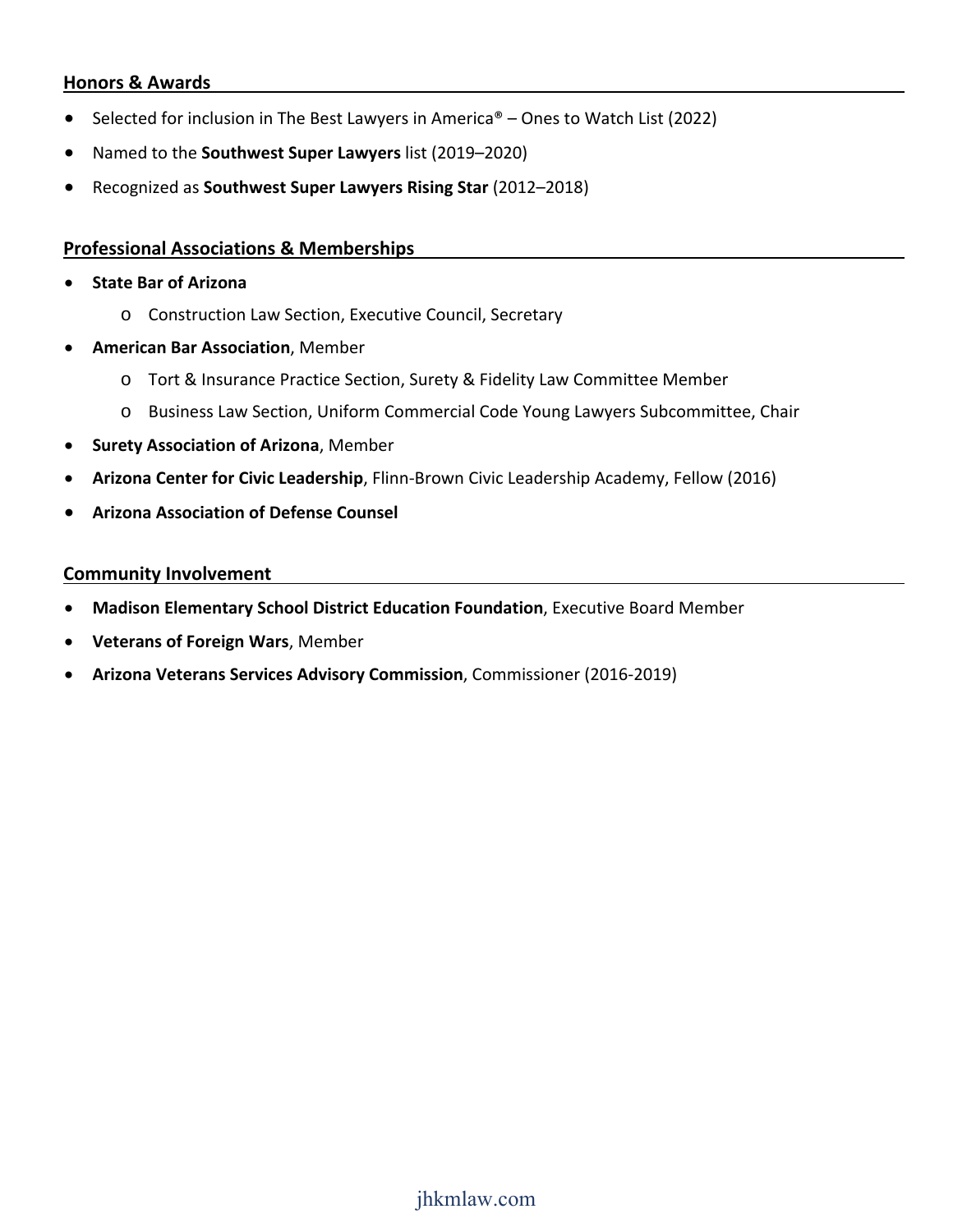## Honors & Awards

- Selected for inclusion in The Best Lawyers in America® – Ones to Watch List (2022)
- Named to the **Southwest Super Lawyers** list (2019–2020)
- Recognized as **Southwest Super Lawyers Rising Star** (2012–2018)

## Professional Associations & Memberships

- **State Bar of Arizona**
  - Construction Law Section, Executive Council, Secretary
- **American Bar Association**, Member
  - Tort & Insurance Practice Section, Surety & Fidelity Law Committee Member
  - Business Law Section, Uniform Commercial Code Young Lawyers Subcommittee, Chair
- **Surety Association of Arizona**, Member
- **Arizona Center for Civic Leadership**, Flinn-Brown Civic Leadership Academy, Fellow (2016)
- **Arizona Association of Defense Counsel**

## Community Involvement

- **Madison Elementary School District Education Foundation**, Executive Board Member
- **Veterans of Foreign Wars**, Member
- **Arizona Veterans Services Advisory Commission**, Commissioner (2016-2019)